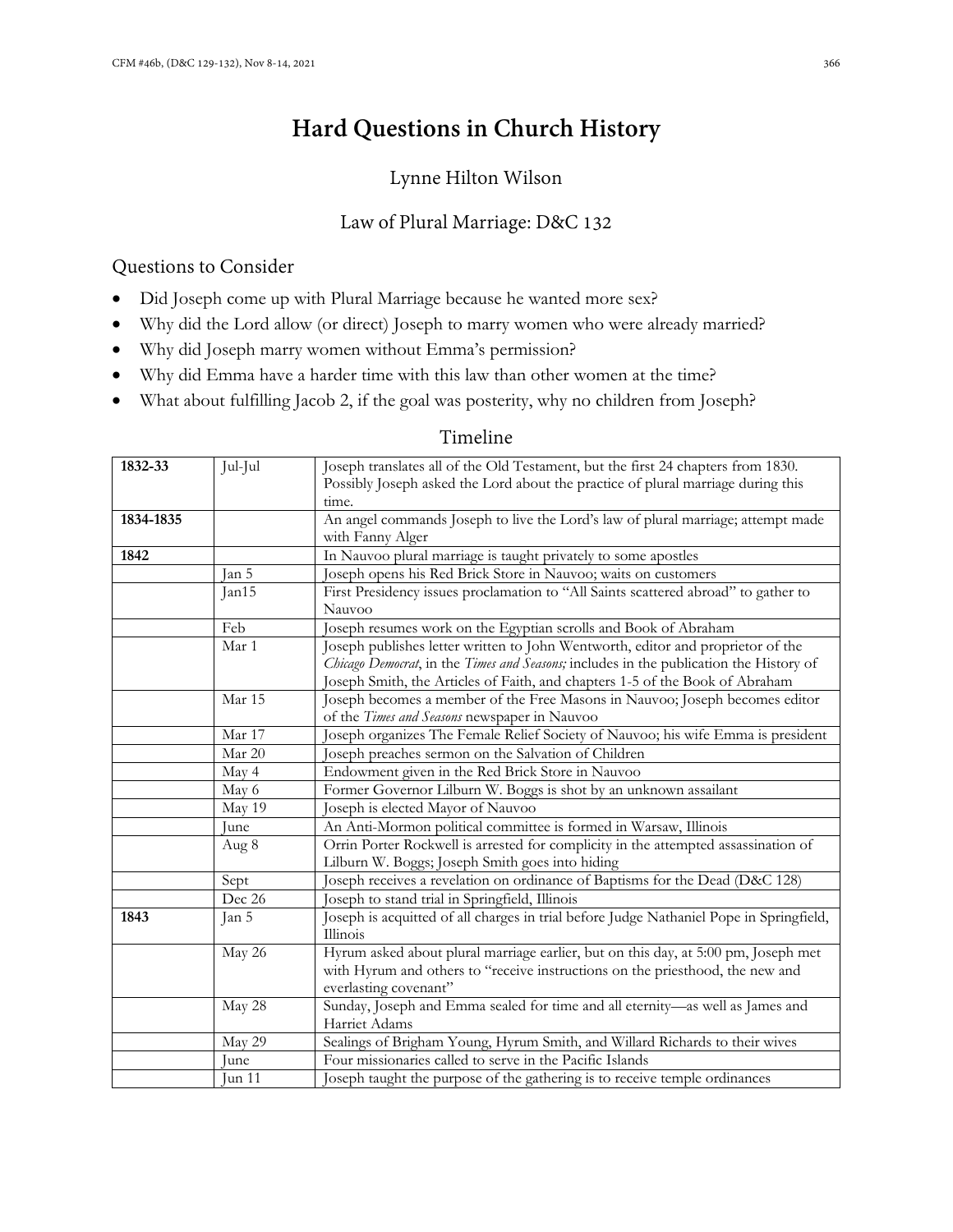# Hard Questions in Church History

Lynne Hilton Wilson

## Law of Plural Marriage: D&C 132

### Questions to Consider

- Did Joseph come up with Plural Marriage because he wanted more sex?
- Why did the Lord allow (or direct) Joseph to marry women who were already married?
- Why did Joseph marry women without Emma's permission?
- Why did Emma have a harder time with this law than other women at the time?
- What about fulfilling Jacob 2, if the goal was posterity, why no children from Joseph?

### Timeline

| | | |
|---|---|---|
| **1832-33** | Jul-Jul | Joseph translates all of the Old Testament, but the first 24 chapters from 1830. Possibly Joseph asked the Lord about the practice of plural marriage during this time. |
| **1834-1835** | | An angel commands Joseph to live the Lord's law of plural marriage; attempt made with Fanny Alger |
| **1842** | | In Nauvoo plural marriage is taught privately to some apostles |
| | Jan 5 | Joseph opens his Red Brick Store in Nauvoo; waits on customers |
| | Jan15 | First Presidency issues proclamation to "All Saints scattered abroad" to gather to Nauvoo |
| | Feb | Joseph resumes work on the Egyptian scrolls and Book of Abraham |
| | Mar 1 | Joseph publishes letter written to John Wentworth, editor and proprietor of the *Chicago Democrat*, in the *Times and Seasons;* includes in the publication the History of Joseph Smith, the Articles of Faith, and chapters 1-5 of the Book of Abraham |
| | Mar 15 | Joseph becomes a member of the Free Masons in Nauvoo; Joseph becomes editor of the *Times and Seasons* newspaper in Nauvoo |
| | Mar 17 | Joseph organizes The Female Relief Society of Nauvoo; his wife Emma is president |
| | Mar 20 | Joseph preaches sermon on the Salvation of Children |
| | May 4 | Endowment given in the Red Brick Store in Nauvoo |
| | May 6 | Former Governor Lilburn W. Boggs is shot by an unknown assailant |
| | May 19 | Joseph is elected Mayor of Nauvoo |
| | June | An Anti-Mormon political committee is formed in Warsaw, Illinois |
| | Aug 8 | Orrin Porter Rockwell is arrested for complicity in the attempted assassination of Lilburn W. Boggs; Joseph Smith goes into hiding |
| | Sept | Joseph receives a revelation on ordinance of Baptisms for the Dead (D&C 128) |
| | Dec 26 | Joseph to stand trial in Springfield, Illinois |
| **1843** | Jan 5 | Joseph is acquitted of all charges in trial before Judge Nathaniel Pope in Springfield, Illinois |
| | May 26 | Hyrum asked about plural marriage earlier, but on this day, at 5:00 pm, Joseph met with Hyrum and others to "receive instructions on the priesthood, the new and everlasting covenant" |
| | May 28 | Sunday, Joseph and Emma sealed for time and all eternity—as well as James and Harriet Adams |
| | May 29 | Sealings of Brigham Young, Hyrum Smith, and Willard Richards to their wives |
| | June | Four missionaries called to serve in the Pacific Islands |
| | Jun 11 | Joseph taught the purpose of the gathering is to receive temple ordinances |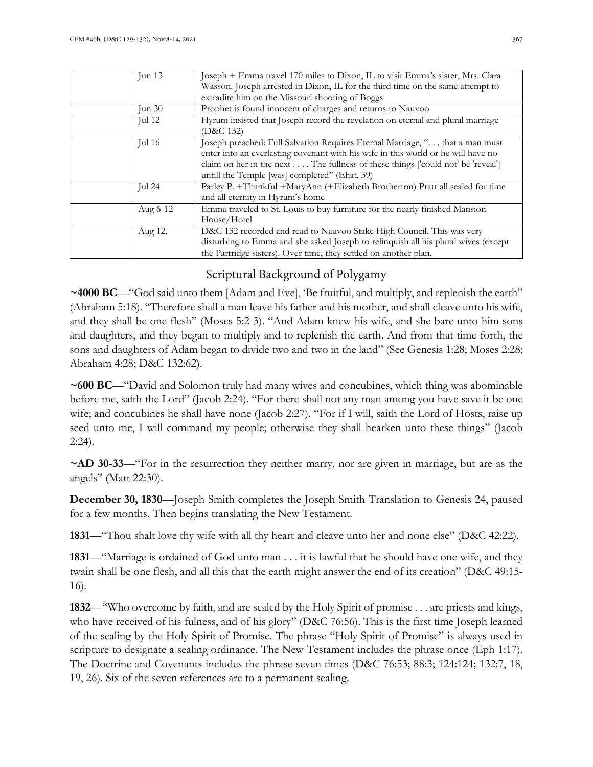| | | |
|---|---|---|
| | Jun 13 | Joseph + Emma travel 170 miles to Dixon, IL to visit Emma's sister, Mrs. Clara Wasson. Joseph arrested in Dixon, IL for the third time on the same attempt to extradite him on the Missouri shooting of Boggs |
| | Jun 30 | Prophet is found innocent of charges and returns to Nauvoo |
| | Jul 12 | Hyrum insisted that Joseph record the revelation on eternal and plural marriage (D&C 132) |
| | Jul 16 | Joseph preached: Full Salvation Requires Eternal Marriage, ". . . that a man must enter into an everlasting covenant with his wife in this world or he will have no claim on her in the next . . . . The fullness of these things ['could not' be 'reveal'] untill the Temple [was] completed" (Ehat, 39) |
| | Jul 24 | Parley P. +Thankful +MaryAnn (+Elizabeth Brotherton) Pratt all sealed for time and all eternity in Hyrum's home |
| | Aug 6-12 | Emma traveled to St. Louis to buy furniture for the nearly finished Mansion House/Hotel |
| | Aug 12, | D&C 132 recorded and read to Nauvoo Stake High Council. This was very disturbing to Emma and she asked Joseph to relinquish all his plural wives (except the Partridge sisters). Over time, they settled on another plan. |

## Scriptural Background of Polygamy

**~4000 BC**—"God said unto them [Adam and Eve], 'Be fruitful, and multiply, and replenish the earth" (Abraham 5:18). "Therefore shall a man leave his father and his mother, and shall cleave unto his wife, and they shall be one flesh" (Moses 5:2-3). "And Adam knew his wife, and she bare unto him sons and daughters, and they began to multiply and to replenish the earth. And from that time forth, the sons and daughters of Adam began to divide two and two in the land" (See Genesis 1:28; Moses 2:28; Abraham 4:28; D&C 132:62).

**~600 BC**—"David and Solomon truly had many wives and concubines, which thing was abominable before me, saith the Lord" (Jacob 2:24). "For there shall not any man among you have save it be one wife; and concubines he shall have none (Jacob 2:27). "For if I will, saith the Lord of Hosts, raise up seed unto me, I will command my people; otherwise they shall hearken unto these things" (Jacob 2:24).

**~AD 30-33**—"For in the resurrection they neither marry, nor are given in marriage, but are as the angels" (Matt 22:30).

**December 30, 1830**—Joseph Smith completes the Joseph Smith Translation to Genesis 24, paused for a few months. Then begins translating the New Testament.

**1831**—"Thou shalt love thy wife with all thy heart and cleave unto her and none else" (D&C 42:22).

**1831**—"Marriage is ordained of God unto man . . . it is lawful that he should have one wife, and they twain shall be one flesh, and all this that the earth might answer the end of its creation" (D&C 49:15-16).

**1832**—"Who overcome by faith, and are sealed by the Holy Spirit of promise . . . are priests and kings, who have received of his fulness, and of his glory" (D&C 76:56). This is the first time Joseph learned of the sealing by the Holy Spirit of Promise. The phrase "Holy Spirit of Promise" is always used in scripture to designate a sealing ordinance. The New Testament includes the phrase once (Eph 1:17). The Doctrine and Covenants includes the phrase seven times (D&C 76:53; 88:3; 124:124; 132:7, 18, 19, 26). Six of the seven references are to a permanent sealing.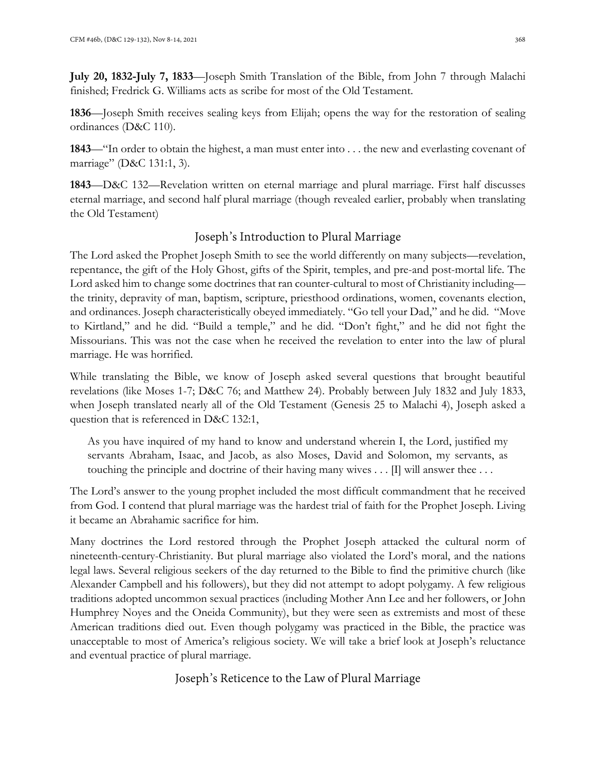**July 20, 1832-July 7, 1833**—Joseph Smith Translation of the Bible, from John 7 through Malachi finished; Fredrick G. Williams acts as scribe for most of the Old Testament.

**1836**—Joseph Smith receives sealing keys from Elijah; opens the way for the restoration of sealing ordinances (D&C 110).

**1843**—"In order to obtain the highest, a man must enter into . . . the new and everlasting covenant of marriage" (D&C 131:1, 3).

**1843**—D&C 132—Revelation written on eternal marriage and plural marriage. First half discusses eternal marriage, and second half plural marriage (though revealed earlier, probably when translating the Old Testament)

## Joseph's Introduction to Plural Marriage

The Lord asked the Prophet Joseph Smith to see the world differently on many subjects—revelation, repentance, the gift of the Holy Ghost, gifts of the Spirit, temples, and pre-and post-mortal life. The Lord asked him to change some doctrines that ran counter-cultural to most of Christianity including—the trinity, depravity of man, baptism, scripture, priesthood ordinations, women, covenants election, and ordinances. Joseph characteristically obeyed immediately. "Go tell your Dad," and he did. "Move to Kirtland," and he did. "Build a temple," and he did. "Don't fight," and he did not fight the Missourians. This was not the case when he received the revelation to enter into the law of plural marriage. He was horrified.

While translating the Bible, we know of Joseph asked several questions that brought beautiful revelations (like Moses 1-7; D&C 76; and Matthew 24). Probably between July 1832 and July 1833, when Joseph translated nearly all of the Old Testament (Genesis 25 to Malachi 4), Joseph asked a question that is referenced in D&C 132:1,

> As you have inquired of my hand to know and understand wherein I, the Lord, justified my servants Abraham, Isaac, and Jacob, as also Moses, David and Solomon, my servants, as touching the principle and doctrine of their having many wives . . . [I] will answer thee . . .

The Lord's answer to the young prophet included the most difficult commandment that he received from God. I contend that plural marriage was the hardest trial of faith for the Prophet Joseph. Living it became an Abrahamic sacrifice for him.

Many doctrines the Lord restored through the Prophet Joseph attacked the cultural norm of nineteenth-century-Christianity. But plural marriage also violated the Lord's moral, and the nations legal laws. Several religious seekers of the day returned to the Bible to find the primitive church (like Alexander Campbell and his followers), but they did not attempt to adopt polygamy. A few religious traditions adopted uncommon sexual practices (including Mother Ann Lee and her followers, or John Humphrey Noyes and the Oneida Community), but they were seen as extremists and most of these American traditions died out. Even though polygamy was practiced in the Bible, the practice was unacceptable to most of America's religious society. We will take a brief look at Joseph's reluctance and eventual practice of plural marriage.

## Joseph's Reticence to the Law of Plural Marriage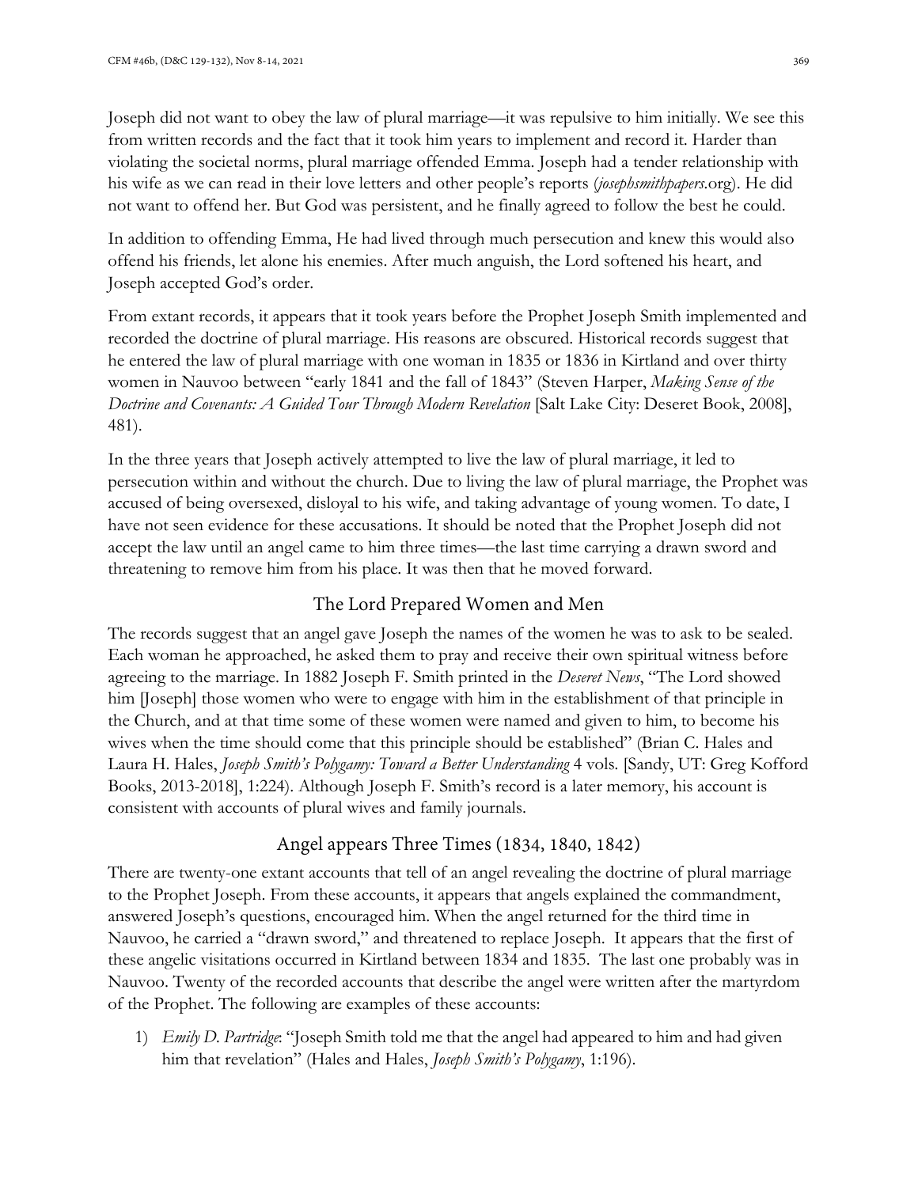Joseph did not want to obey the law of plural marriage—it was repulsive to him initially. We see this from written records and the fact that it took him years to implement and record it. Harder than violating the societal norms, plural marriage offended Emma. Joseph had a tender relationship with his wife as we can read in their love letters and other people's reports (*josephsmithpapers*.org). He did not want to offend her. But God was persistent, and he finally agreed to follow the best he could.

In addition to offending Emma, He had lived through much persecution and knew this would also offend his friends, let alone his enemies. After much anguish, the Lord softened his heart, and Joseph accepted God's order.

From extant records, it appears that it took years before the Prophet Joseph Smith implemented and recorded the doctrine of plural marriage. His reasons are obscured. Historical records suggest that he entered the law of plural marriage with one woman in 1835 or 1836 in Kirtland and over thirty women in Nauvoo between "early 1841 and the fall of 1843" (Steven Harper, *Making Sense of the Doctrine and Covenants: A Guided Tour Through Modern Revelation* [Salt Lake City: Deseret Book, 2008], 481).

In the three years that Joseph actively attempted to live the law of plural marriage, it led to persecution within and without the church. Due to living the law of plural marriage, the Prophet was accused of being oversexed, disloyal to his wife, and taking advantage of young women. To date, I have not seen evidence for these accusations. It should be noted that the Prophet Joseph did not accept the law until an angel came to him three times—the last time carrying a drawn sword and threatening to remove him from his place. It was then that he moved forward.

## The Lord Prepared Women and Men

The records suggest that an angel gave Joseph the names of the women he was to ask to be sealed. Each woman he approached, he asked them to pray and receive their own spiritual witness before agreeing to the marriage. In 1882 Joseph F. Smith printed in the *Deseret News*, "The Lord showed him [Joseph] those women who were to engage with him in the establishment of that principle in the Church, and at that time some of these women were named and given to him, to become his wives when the time should come that this principle should be established" (Brian C. Hales and Laura H. Hales, *Joseph Smith's Polygamy: Toward a Better Understanding* 4 vols. [Sandy, UT: Greg Kofford Books, 2013-2018], 1:224). Although Joseph F. Smith's record is a later memory, his account is consistent with accounts of plural wives and family journals.

## Angel appears Three Times (1834, 1840, 1842)

There are twenty-one extant accounts that tell of an angel revealing the doctrine of plural marriage to the Prophet Joseph. From these accounts, it appears that angels explained the commandment, answered Joseph's questions, encouraged him. When the angel returned for the third time in Nauvoo, he carried a "drawn sword," and threatened to replace Joseph. It appears that the first of these angelic visitations occurred in Kirtland between 1834 and 1835. The last one probably was in Nauvoo. Twenty of the recorded accounts that describe the angel were written after the martyrdom of the Prophet. The following are examples of these accounts:

1) *Emily D. Partridge*: "Joseph Smith told me that the angel had appeared to him and had given him that revelation" (Hales and Hales, *Joseph Smith's Polygamy*, 1:196).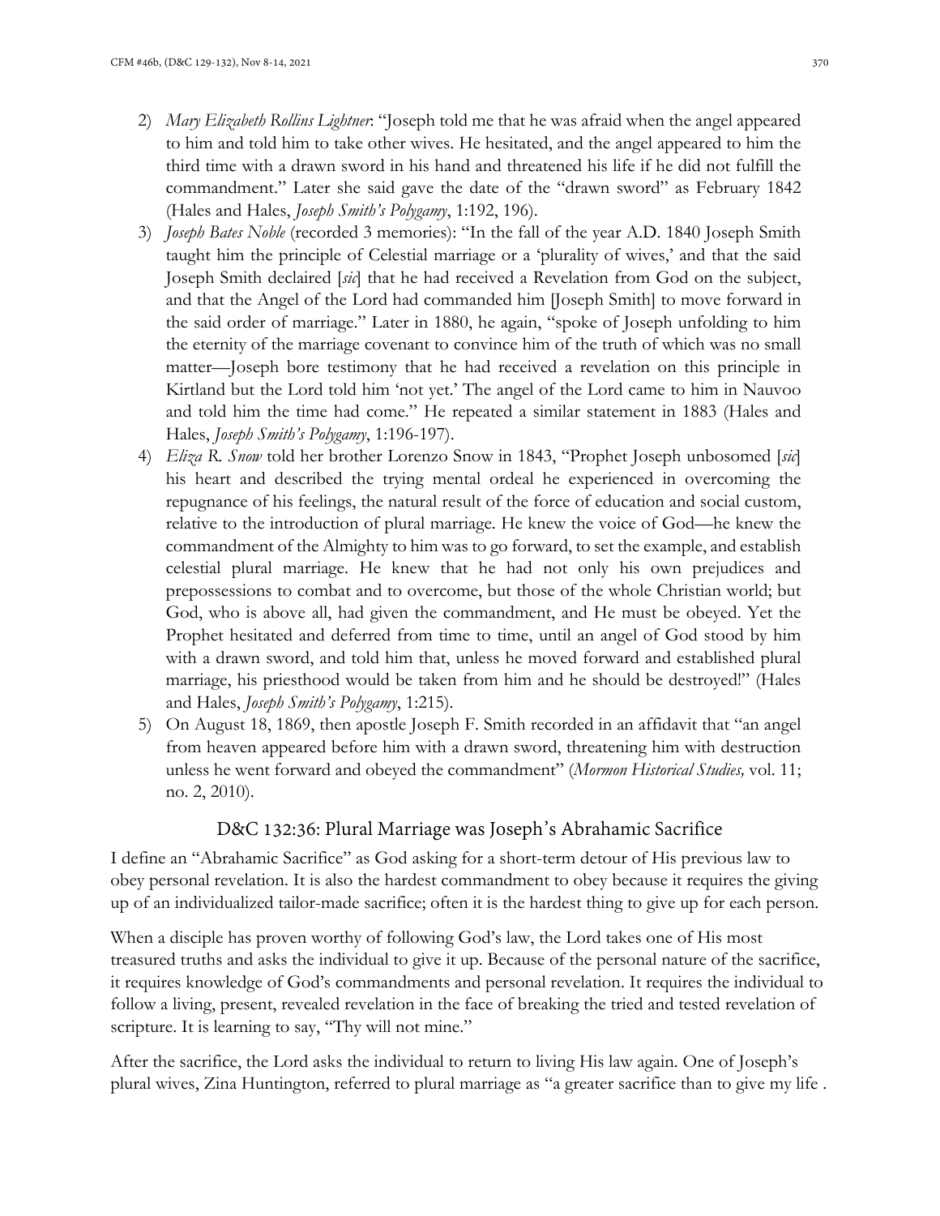2) *Mary Elizabeth Rollins Lightner*: "Joseph told me that he was afraid when the angel appeared to him and told him to take other wives. He hesitated, and the angel appeared to him the third time with a drawn sword in his hand and threatened his life if he did not fulfill the commandment." Later she said gave the date of the "drawn sword" as February 1842 (Hales and Hales, *Joseph Smith's Polygamy*, 1:192, 196).
3) *Joseph Bates Noble* (recorded 3 memories): "In the fall of the year A.D. 1840 Joseph Smith taught him the principle of Celestial marriage or a 'plurality of wives,' and that the said Joseph Smith declaired [*sic*] that he had received a Revelation from God on the subject, and that the Angel of the Lord had commanded him [Joseph Smith] to move forward in the said order of marriage." Later in 1880, he again, "spoke of Joseph unfolding to him the eternity of the marriage covenant to convince him of the truth of which was no small matter—Joseph bore testimony that he had received a revelation on this principle in Kirtland but the Lord told him 'not yet.' The angel of the Lord came to him in Nauvoo and told him the time had come." He repeated a similar statement in 1883 (Hales and Hales, *Joseph Smith's Polygamy*, 1:196-197).
4) *Eliza R. Snow* told her brother Lorenzo Snow in 1843, "Prophet Joseph unbosomed [*sic*] his heart and described the trying mental ordeal he experienced in overcoming the repugnance of his feelings, the natural result of the force of education and social custom, relative to the introduction of plural marriage. He knew the voice of God—he knew the commandment of the Almighty to him was to go forward, to set the example, and establish celestial plural marriage. He knew that he had not only his own prejudices and prepossessions to combat and to overcome, but those of the whole Christian world; but God, who is above all, had given the commandment, and He must be obeyed. Yet the Prophet hesitated and deferred from time to time, until an angel of God stood by him with a drawn sword, and told him that, unless he moved forward and established plural marriage, his priesthood would be taken from him and he should be destroyed!" (Hales and Hales, *Joseph Smith's Polygamy*, 1:215).
5) On August 18, 1869, then apostle Joseph F. Smith recorded in an affidavit that "an angel from heaven appeared before him with a drawn sword, threatening him with destruction unless he went forward and obeyed the commandment" (*Mormon Historical Studies,* vol. 11; no. 2, 2010).

## D&C 132:36: Plural Marriage was Joseph's Abrahamic Sacrifice

I define an "Abrahamic Sacrifice" as God asking for a short-term detour of His previous law to obey personal revelation. It is also the hardest commandment to obey because it requires the giving up of an individualized tailor-made sacrifice; often it is the hardest thing to give up for each person.

When a disciple has proven worthy of following God's law, the Lord takes one of His most treasured truths and asks the individual to give it up. Because of the personal nature of the sacrifice, it requires knowledge of God's commandments and personal revelation. It requires the individual to follow a living, present, revealed revelation in the face of breaking the tried and tested revelation of scripture. It is learning to say, "Thy will not mine."

After the sacrifice, the Lord asks the individual to return to living His law again. One of Joseph's plural wives, Zina Huntington, referred to plural marriage as "a greater sacrifice than to give my life .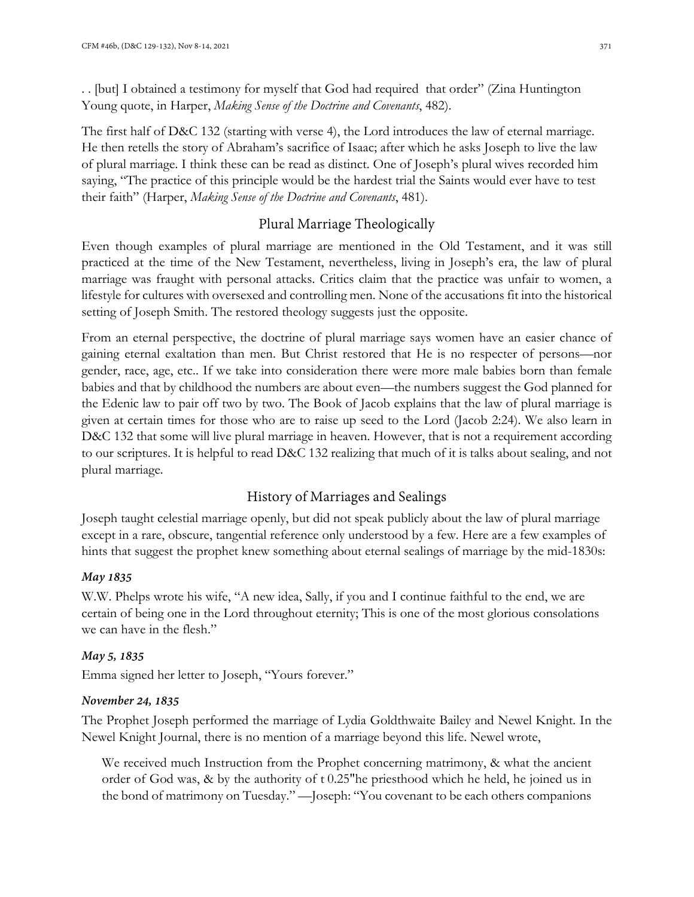. . [but] I obtained a testimony for myself that God had required that order" (Zina Huntington Young quote, in Harper, *Making Sense of the Doctrine and Covenants*, 482).

The first half of D&C 132 (starting with verse 4), the Lord introduces the law of eternal marriage. He then retells the story of Abraham's sacrifice of Isaac; after which he asks Joseph to live the law of plural marriage. I think these can be read as distinct. One of Joseph's plural wives recorded him saying, "The practice of this principle would be the hardest trial the Saints would ever have to test their faith" (Harper, *Making Sense of the Doctrine and Covenants*, 481).

## Plural Marriage Theologically

Even though examples of plural marriage are mentioned in the Old Testament, and it was still practiced at the time of the New Testament, nevertheless, living in Joseph's era, the law of plural marriage was fraught with personal attacks. Critics claim that the practice was unfair to women, a lifestyle for cultures with oversexed and controlling men. None of the accusations fit into the historical setting of Joseph Smith. The restored theology suggests just the opposite.

From an eternal perspective, the doctrine of plural marriage says women have an easier chance of gaining eternal exaltation than men. But Christ restored that He is no respecter of persons—nor gender, race, age, etc.. If we take into consideration there were more male babies born than female babies and that by childhood the numbers are about even—the numbers suggest the God planned for the Edenic law to pair off two by two. The Book of Jacob explains that the law of plural marriage is given at certain times for those who are to raise up seed to the Lord (Jacob 2:24). We also learn in D&C 132 that some will live plural marriage in heaven. However, that is not a requirement according to our scriptures. It is helpful to read D&C 132 realizing that much of it is talks about sealing, and not plural marriage.

## History of Marriages and Sealings

Joseph taught celestial marriage openly, but did not speak publicly about the law of plural marriage except in a rare, obscure, tangential reference only understood by a few. Here are a few examples of hints that suggest the prophet knew something about eternal sealings of marriage by the mid-1830s:

***May 1835***

W.W. Phelps wrote his wife, "A new idea, Sally, if you and I continue faithful to the end, we are certain of being one in the Lord throughout eternity; This is one of the most glorious consolations we can have in the flesh."

***May 5, 1835***

Emma signed her letter to Joseph, "Yours forever."

***November 24, 1835***

The Prophet Joseph performed the marriage of Lydia Goldthwaite Bailey and Newel Knight. In the Newel Knight Journal, there is no mention of a marriage beyond this life. Newel wrote,

> We received much Instruction from the Prophet concerning matrimony, & what the ancient order of God was, & by the authority of t 0.25"he priesthood which he held, he joined us in the bond of matrimony on Tuesday." —Joseph: "You covenant to be each others companions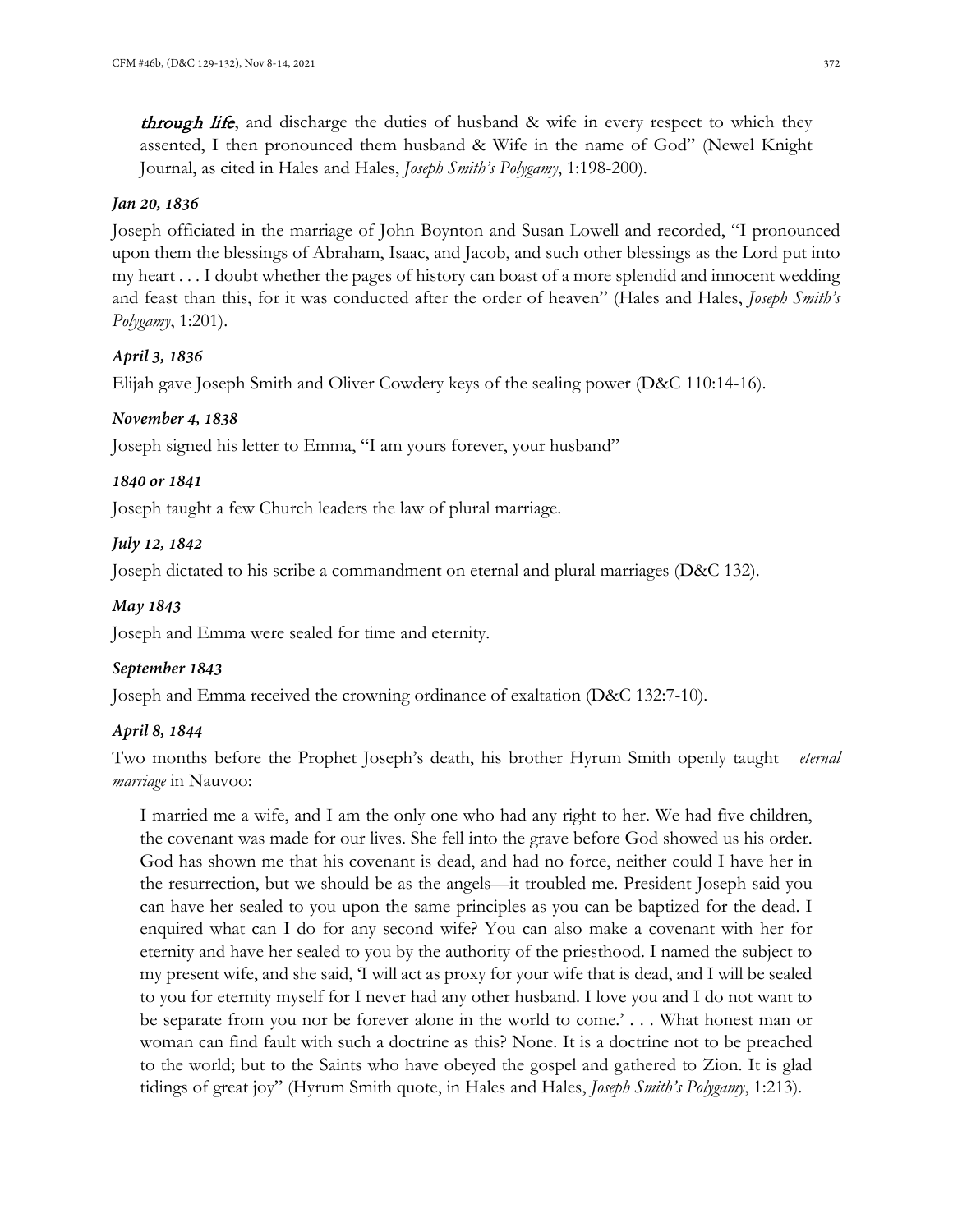*through life*, and discharge the duties of husband & wife in every respect to which they assented, I then pronounced them husband & Wife in the name of God" (Newel Knight Journal, as cited in Hales and Hales, *Joseph Smith's Polygamy*, 1:198-200).

### *Jan 20, 1836*

Joseph officiated in the marriage of John Boynton and Susan Lowell and recorded, "I pronounced upon them the blessings of Abraham, Isaac, and Jacob, and such other blessings as the Lord put into my heart . . . I doubt whether the pages of history can boast of a more splendid and innocent wedding and feast than this, for it was conducted after the order of heaven" (Hales and Hales, *Joseph Smith's Polygamy*, 1:201).

### *April 3, 1836*

Elijah gave Joseph Smith and Oliver Cowdery keys of the sealing power (D&C 110:14-16).

### *November 4, 1838*

Joseph signed his letter to Emma, "I am yours forever, your husband"

### *1840 or 1841*

Joseph taught a few Church leaders the law of plural marriage.

### *July 12, 1842*

Joseph dictated to his scribe a commandment on eternal and plural marriages (D&C 132).

### *May 1843*

Joseph and Emma were sealed for time and eternity.

### *September 1843*

Joseph and Emma received the crowning ordinance of exaltation (D&C 132:7-10).

### *April 8, 1844*

Two months before the Prophet Joseph's death, his brother Hyrum Smith openly taught *eternal marriage* in Nauvoo:

> I married me a wife, and I am the only one who had any right to her. We had five children, the covenant was made for our lives. She fell into the grave before God showed us his order. God has shown me that his covenant is dead, and had no force, neither could I have her in the resurrection, but we should be as the angels—it troubled me. President Joseph said you can have her sealed to you upon the same principles as you can be baptized for the dead. I enquired what can I do for any second wife? You can also make a covenant with her for eternity and have her sealed to you by the authority of the priesthood. I named the subject to my present wife, and she said, 'I will act as proxy for your wife that is dead, and I will be sealed to you for eternity myself for I never had any other husband. I love you and I do not want to be separate from you nor be forever alone in the world to come.' . . . What honest man or woman can find fault with such a doctrine as this? None. It is a doctrine not to be preached to the world; but to the Saints who have obeyed the gospel and gathered to Zion. It is glad tidings of great joy" (Hyrum Smith quote, in Hales and Hales, *Joseph Smith's Polygamy*, 1:213).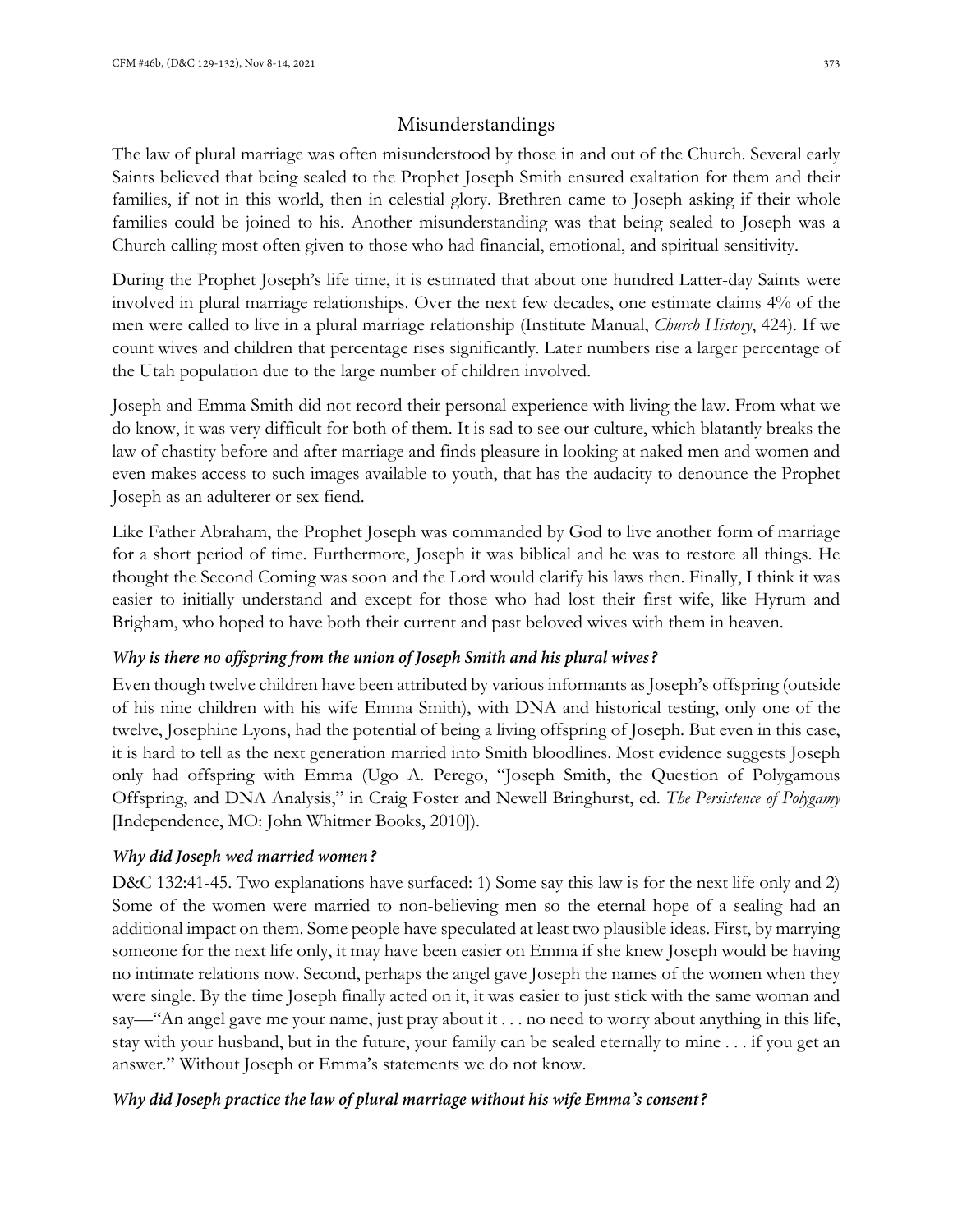## Misunderstandings

The law of plural marriage was often misunderstood by those in and out of the Church. Several early Saints believed that being sealed to the Prophet Joseph Smith ensured exaltation for them and their families, if not in this world, then in celestial glory. Brethren came to Joseph asking if their whole families could be joined to his. Another misunderstanding was that being sealed to Joseph was a Church calling most often given to those who had financial, emotional, and spiritual sensitivity.

During the Prophet Joseph's life time, it is estimated that about one hundred Latter-day Saints were involved in plural marriage relationships. Over the next few decades, one estimate claims 4% of the men were called to live in a plural marriage relationship (Institute Manual, *Church History*, 424). If we count wives and children that percentage rises significantly. Later numbers rise a larger percentage of the Utah population due to the large number of children involved.

Joseph and Emma Smith did not record their personal experience with living the law. From what we do know, it was very difficult for both of them. It is sad to see our culture, which blatantly breaks the law of chastity before and after marriage and finds pleasure in looking at naked men and women and even makes access to such images available to youth, that has the audacity to denounce the Prophet Joseph as an adulterer or sex fiend.

Like Father Abraham, the Prophet Joseph was commanded by God to live another form of marriage for a short period of time. Furthermore, Joseph it was biblical and he was to restore all things. He thought the Second Coming was soon and the Lord would clarify his laws then. Finally, I think it was easier to initially understand and except for those who had lost their first wife, like Hyrum and Brigham, who hoped to have both their current and past beloved wives with them in heaven.

### *Why is there no offspring from the union of Joseph Smith and his plural wives?*

Even though twelve children have been attributed by various informants as Joseph's offspring (outside of his nine children with his wife Emma Smith), with DNA and historical testing, only one of the twelve, Josephine Lyons, had the potential of being a living offspring of Joseph. But even in this case, it is hard to tell as the next generation married into Smith bloodlines. Most evidence suggests Joseph only had offspring with Emma (Ugo A. Perego, "Joseph Smith, the Question of Polygamous Offspring, and DNA Analysis," in Craig Foster and Newell Bringhurst, ed. *The Persistence of Polygamy* [Independence, MO: John Whitmer Books, 2010]).

### *Why did Joseph wed married women?*

D&C 132:41-45. Two explanations have surfaced: 1) Some say this law is for the next life only and 2) Some of the women were married to non-believing men so the eternal hope of a sealing had an additional impact on them. Some people have speculated at least two plausible ideas. First, by marrying someone for the next life only, it may have been easier on Emma if she knew Joseph would be having no intimate relations now. Second, perhaps the angel gave Joseph the names of the women when they were single. By the time Joseph finally acted on it, it was easier to just stick with the same woman and say—"An angel gave me your name, just pray about it . . . no need to worry about anything in this life, stay with your husband, but in the future, your family can be sealed eternally to mine . . . if you get an answer." Without Joseph or Emma's statements we do not know.

### *Why did Joseph practice the law of plural marriage without his wife Emma's consent?*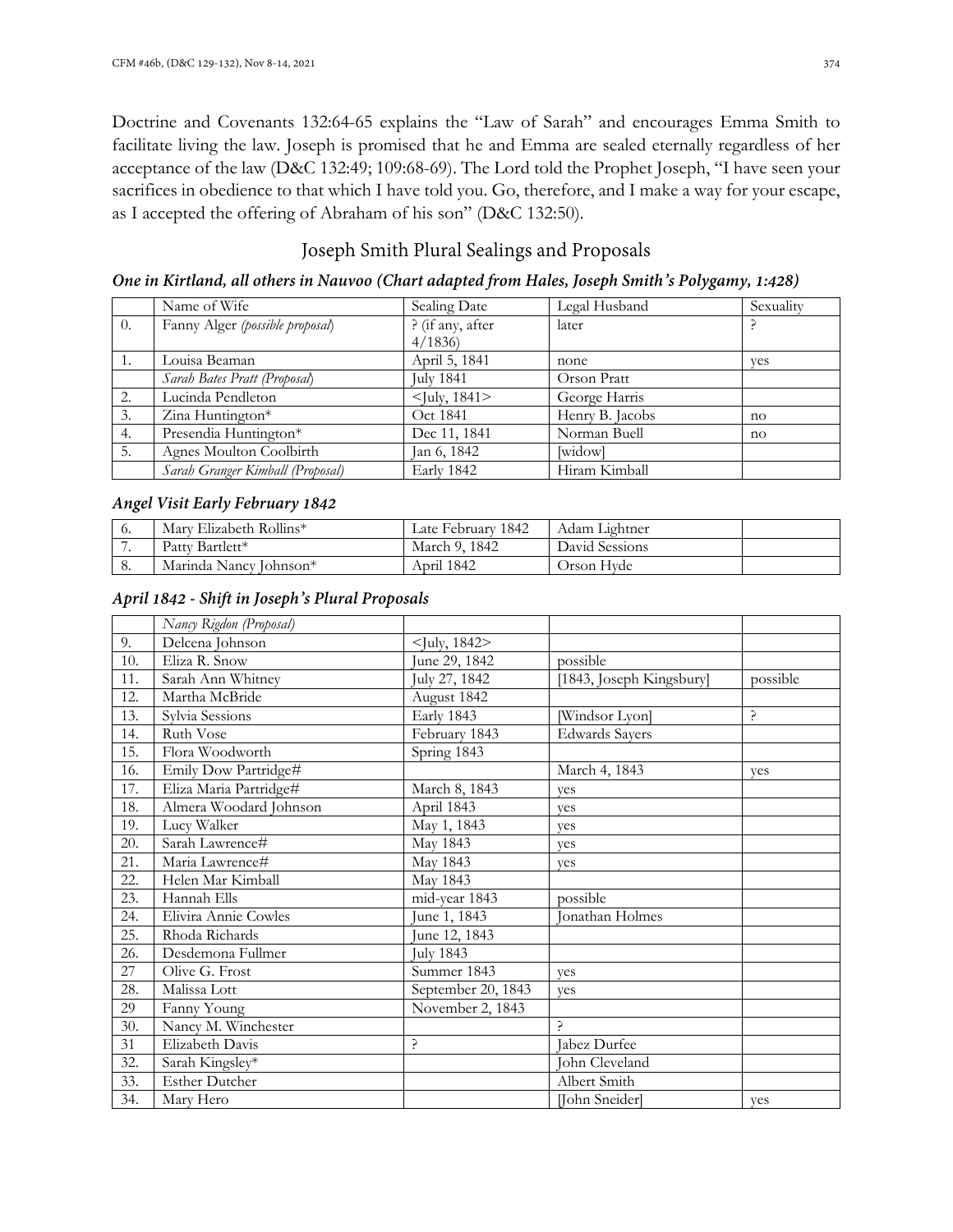Doctrine and Covenants 132:64-65 explains the "Law of Sarah" and encourages Emma Smith to facilitate living the law. Joseph is promised that he and Emma are sealed eternally regardless of her acceptance of the law (D&C 132:49; 109:68-69). The Lord told the Prophet Joseph, "I have seen your sacrifices in obedience to that which I have told you. Go, therefore, and I make a way for your escape, as I accepted the offering of Abraham of his son" (D&C 132:50).

## Joseph Smith Plural Sealings and Proposals

### *One in Kirtland, all others in Nauvoo (Chart adapted from Hales, Joseph Smith's Polygamy, 1:428)*

| | Name of Wife | Sealing Date | Legal Husband | Sexuality |
|---|---|---|---|---|
| 0. | Fanny Alger *(possible proposal)* | ? (if any, after 4/1836) | later | ? |
| 1. | Louisa Beaman | April 5, 1841 | none | yes |
| | *Sarah Bates Pratt (Proposal)* | July 1841 | Orson Pratt | |
| 2. | Lucinda Pendleton | <July, 1841> | George Harris | |
| 3. | Zina Huntington* | Oct 1841 | Henry B. Jacobs | no |
| 4. | Presendia Huntington* | Dec 11, 1841 | Norman Buell | no |
| 5. | Agnes Moulton Coolbirth | Jan 6, 1842 | [widow] | |
| | *Sarah Granger Kimball (Proposal)* | Early 1842 | Hiram Kimball | |

### *Angel Visit Early February 1842*

| 6. | Mary Elizabeth Rollins* | Late February 1842 | Adam Lightner | |
|---|---|---|---|---|
| 7. | Patty Bartlett* | March 9, 1842 | David Sessions | |
| 8. | Marinda Nancy Johnson* | April 1842 | Orson Hyde | |

### *April 1842 - Shift in Joseph's Plural Proposals*

| | *Nancy Rigdon (Proposal)* | | | |
|---|---|---|---|---|
| 9. | Delcena Johnson | <July, 1842> | | |
| 10. | Eliza R. Snow | June 29, 1842 | possible | |
| 11. | Sarah Ann Whitney | July 27, 1842 | [1843, Joseph Kingsbury] | possible |
| 12. | Martha McBride | August 1842 | | |
| 13. | Sylvia Sessions | Early 1843 | [Windsor Lyon] | ? |
| 14. | Ruth Vose | February 1843 | Edwards Sayers | |
| 15. | Flora Woodworth | Spring 1843 | | |
| 16. | Emily Dow Partridge# | | March 4, 1843 | yes |
| 17. | Eliza Maria Partridge# | March 8, 1843 | yes | |
| 18. | Almera Woodard Johnson | April 1843 | yes | |
| 19. | Lucy Walker | May 1, 1843 | yes | |
| 20. | Sarah Lawrence# | May 1843 | yes | |
| 21. | Maria Lawrence# | May 1843 | yes | |
| 22. | Helen Mar Kimball | May 1843 | | |
| 23. | Hannah Ells | mid-year 1843 | possible | |
| 24. | Elivira Annie Cowles | June 1, 1843 | Jonathan Holmes | |
| 25. | Rhoda Richards | June 12, 1843 | | |
| 26. | Desdemona Fullmer | July 1843 | | |
| 27 | Olive G. Frost | Summer 1843 | yes | |
| 28. | Malissa Lott | September 20, 1843 | yes | |
| 29 | Fanny Young | November 2, 1843 | | |
| 30. | Nancy M. Winchester | | ? | |
| 31 | Elizabeth Davis | ? | Jabez Durfee | |
| 32. | Sarah Kingsley* | | John Cleveland | |
| 33. | Esther Dutcher | | Albert Smith | |
| 34. | Mary Hero | | [John Sneider] | yes |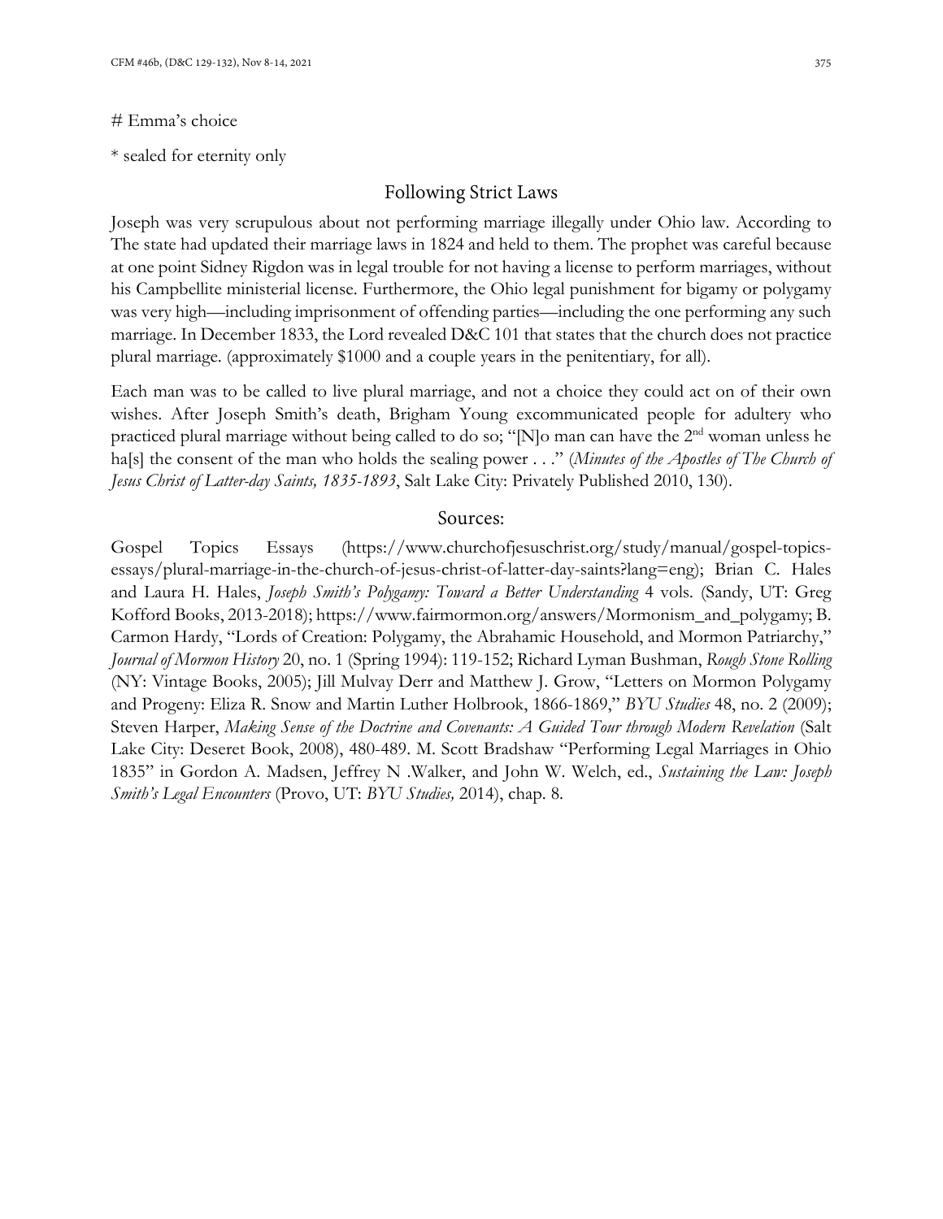# Emma's choice

* sealed for eternity only

## Following Strict Laws

Joseph was very scrupulous about not performing marriage illegally under Ohio law. According to The state had updated their marriage laws in 1824 and held to them. The prophet was careful because at one point Sidney Rigdon was in legal trouble for not having a license to perform marriages, without his Campbellite ministerial license. Furthermore, the Ohio legal punishment for bigamy or polygamy was very high—including imprisonment of offending parties—including the one performing any such marriage. In December 1833, the Lord revealed D&C 101 that states that the church does not practice plural marriage. (approximately $1000 and a couple years in the penitentiary, for all).

Each man was to be called to live plural marriage, and not a choice they could act on of their own wishes. After Joseph Smith's death, Brigham Young excommunicated people for adultery who practiced plural marriage without being called to do so; "[N]o man can have the 2nd woman unless he ha[s] the consent of the man who holds the sealing power . . ." (*Minutes of the Apostles of The Church of Jesus Christ of Latter-day Saints, 1835-1893*, Salt Lake City: Privately Published 2010, 130).

## Sources:

Gospel Topics Essays (https://www.churchofjesuschrist.org/study/manual/gospel-topics-essays/plural-marriage-in-the-church-of-jesus-christ-of-latter-day-saints?lang=eng); Brian C. Hales and Laura H. Hales, *Joseph Smith's Polygamy: Toward a Better Understanding* 4 vols. (Sandy, UT: Greg Kofford Books, 2013-2018); https://www.fairmormon.org/answers/Mormonism_and_polygamy; B. Carmon Hardy, "Lords of Creation: Polygamy, the Abrahamic Household, and Mormon Patriarchy," *Journal of Mormon History* 20, no. 1 (Spring 1994): 119-152; Richard Lyman Bushman, *Rough Stone Rolling* (NY: Vintage Books, 2005); Jill Mulvay Derr and Matthew J. Grow, "Letters on Mormon Polygamy and Progeny: Eliza R. Snow and Martin Luther Holbrook, 1866-1869," *BYU Studies* 48, no. 2 (2009); Steven Harper, *Making Sense of the Doctrine and Covenants: A Guided Tour through Modern Revelation* (Salt Lake City: Deseret Book, 2008), 480-489. M. Scott Bradshaw "Performing Legal Marriages in Ohio 1835" in Gordon A. Madsen, Jeffrey N .Walker, and John W. Welch, ed., *Sustaining the Law: Joseph Smith's Legal Encounters* (Provo, UT: *BYU Studies,* 2014), chap. 8.